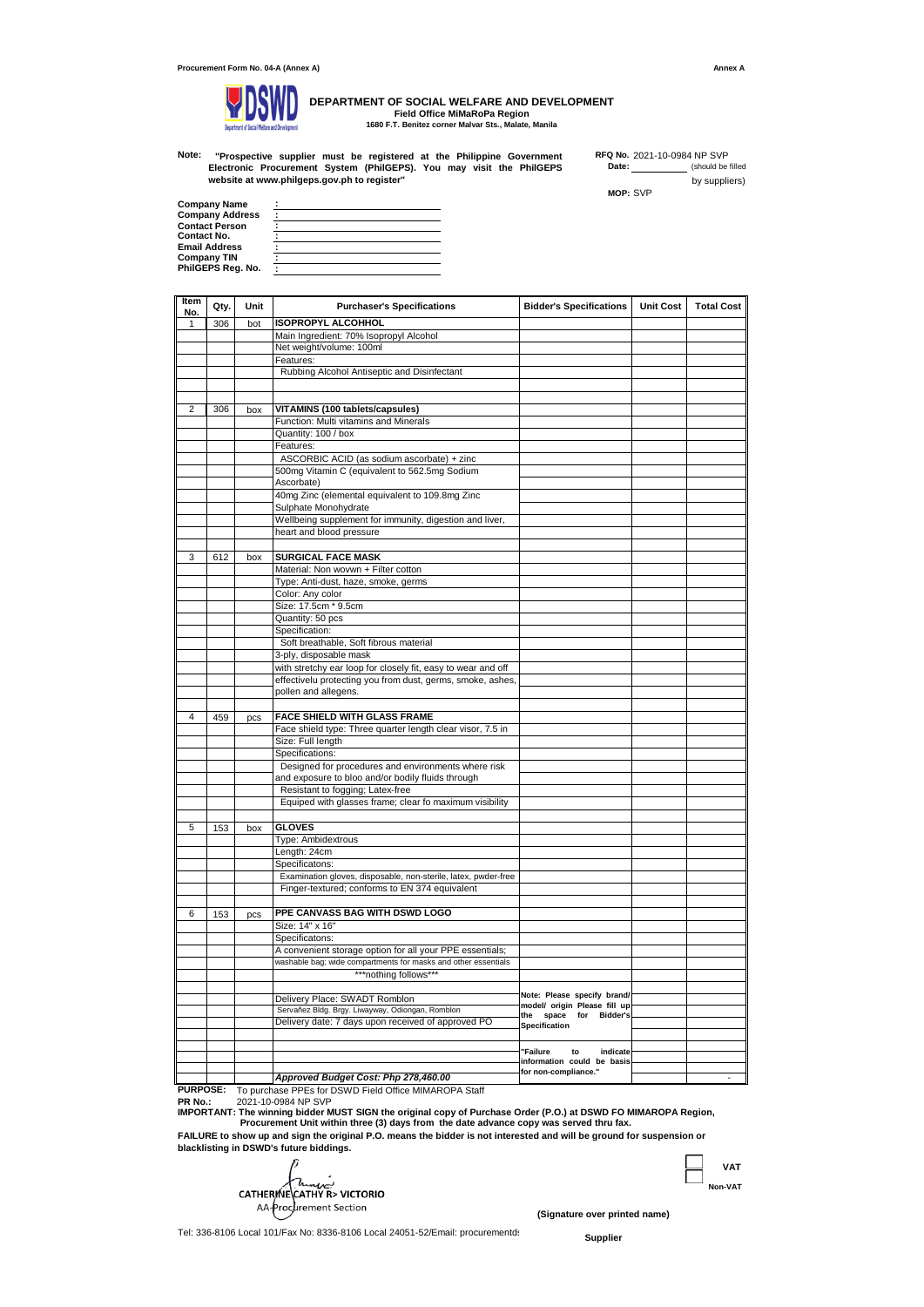Procurement Form No. 04-A (Annex A)

Annex A

# DEPARTMENT OF SOCIAL WELFARE AND DEVELOPMENT

**Field Office MiMaRoPa Region**

**1680 F.T. Benitez corner Malvar Sts., Malate, Manila**

**Note:** **"Prospective supplier must be registered at the Philippine Government Electronic Procurement System (PhilGEPS). You may visit the PhilGEPS website at www.philgeps.gov.ph to register"**

**RFQ No.** 2021-10-0984 NP SVP
**Date:** ___________ (should be filled by suppliers)

**MOP:** SVP

**Company Name** :
**Company Address** :
**Contact Person** :
**Contact No.** :
**Email Address** :
**Company TIN** :
**PhilGEPS Reg. No.** :

| Item No. | Qty. | Unit | Purchaser's Specifications | Bidder's Specifications | Unit Cost | Total Cost |
|---|---|---|---|---|---|---|
| 1 | 306 | bot | **ISOPROPYL ALCOHHOL** | | | |
| | | | Main Ingredient: 70% Isopropyl Alcohol | | | |
| | | | Net weight/volume: 100ml | | | |
| | | | Features: | | | |
| | | | Rubbing Alcohol Antiseptic and Disinfectant | | | |
| | | | | | | |
| | | | | | | |
| 2 | 306 | box | **VITAMINS (100 tablets/capsules)** | | | |
| | | | Function: Multi vitamins and Minerals | | | |
| | | | Quantity: 100 / box | | | |
| | | | Features: | | | |
| | | | ASCORBIC ACID (as sodium ascorbate) + zinc | | | |
| | | | 500mg Vitamin C (equivalent to 562.5mg Sodium Ascorbate) | | | |
| | | | 40mg Zinc (elemental equivalent to 109.8mg Zinc Sulphate Monohydrate | | | |
| | | | Wellbeing supplement for immunity, digestion and liver, heart and blood pressure | | | |
| | | | | | | |
| 3 | 612 | box | **SURGICAL FACE MASK** | | | |
| | | | Material: Non wovwn + Filter cotton | | | |
| | | | Type: Anti-dust, haze, smoke, germs | | | |
| | | | Color: Any color | | | |
| | | | Size: 17.5cm * 9.5cm | | | |
| | | | Quantity: 50 pcs | | | |
| | | | Specification: | | | |
| | | | Soft breathable, Soft fibrous material | | | |
| | | | 3-ply, disposable mask | | | |
| | | | with stretchy ear loop for closely fit, easy to wear and off | | | |
| | | | effectivelu protecting you from dust, germs, smoke, ashes, pollen and allegens. | | | |
| | | | | | | |
| 4 | 459 | pcs | **FACE SHIELD WITH GLASS FRAME** | | | |
| | | | Face shield type: Three quarter length clear visor, 7.5 in | | | |
| | | | Size: Full length | | | |
| | | | Specifications: | | | |
| | | | Designed for procedures and environments where risk and exposure to bloo and/or bodily fluids through | | | |
| | | | Resistant to fogging; Latex-free | | | |
| | | | Equiped with glasses frame; clear fo maximum visibility | | | |
| | | | | | | |
| 5 | 153 | box | **GLOVES** | | | |
| | | | Type: Ambidextrous | | | |
| | | | Length: 24cm | | | |
| | | | Specificatons: | | | |
| | | | Examination gloves, disposable, non-sterile, latex, pwder-free | | | |
| | | | Finger-textured; conforms to EN 374 equivalent | | | |
| | | | | | | |
| 6 | 153 | pcs | **PPE CANVASS BAG WITH DSWD LOGO** | | | |
| | | | Size: 14" x 16" | | | |
| | | | Specificatons: | | | |
| | | | A convenient storage option for all your PPE essentials; | | | |
| | | | washable bag; wide compartments for masks and other essentials | | | |
| | | | ***nothing follows*** | | | |
| | | | | | | |
| | | | Delivery Place: SWADT Romblon | Note: Please specify brand/ model/ origin Please fill up the space for Bidder's Specification | | |
| | | | Servañez Bldg. Brgy. Liwayway, Odiongan, Romblon | | | |
| | | | Delivery date: 7 days upon received of approved PO | | | |
| | | | | | | |
| | | | | "Failure to indicate information could be basis for non-compliance." | | |
| | | | *Approved Budget Cost: Php 278,460.00* | | | - |

**PURPOSE:** To purchase PPEs for DSWD Field Office MIMAROPA Staff

**PR No.:** 2021-10-0984 NP SVP

**IMPORTANT: The winning bidder MUST SIGN the original copy of Purchase Order (P.O.) at DSWD FO MIMAROPA Region, Procurement Unit within three (3) days from the date advance copy was served thru fax.**

**FAILURE to show up and sign the original P.O. means the bidder is not interested and will be ground for suspension or blacklisting in DSWD's future biddings.**

CATHERINE CATHY R. VICTORIO
AA-Procurement Section

☐ VAT
☐ Non-VAT

**(Signature over printed name)**

**Supplier**

Tel: 336-8106 Local 101/Fax No: 8336-8106 Local 24051-52/Email: procurementd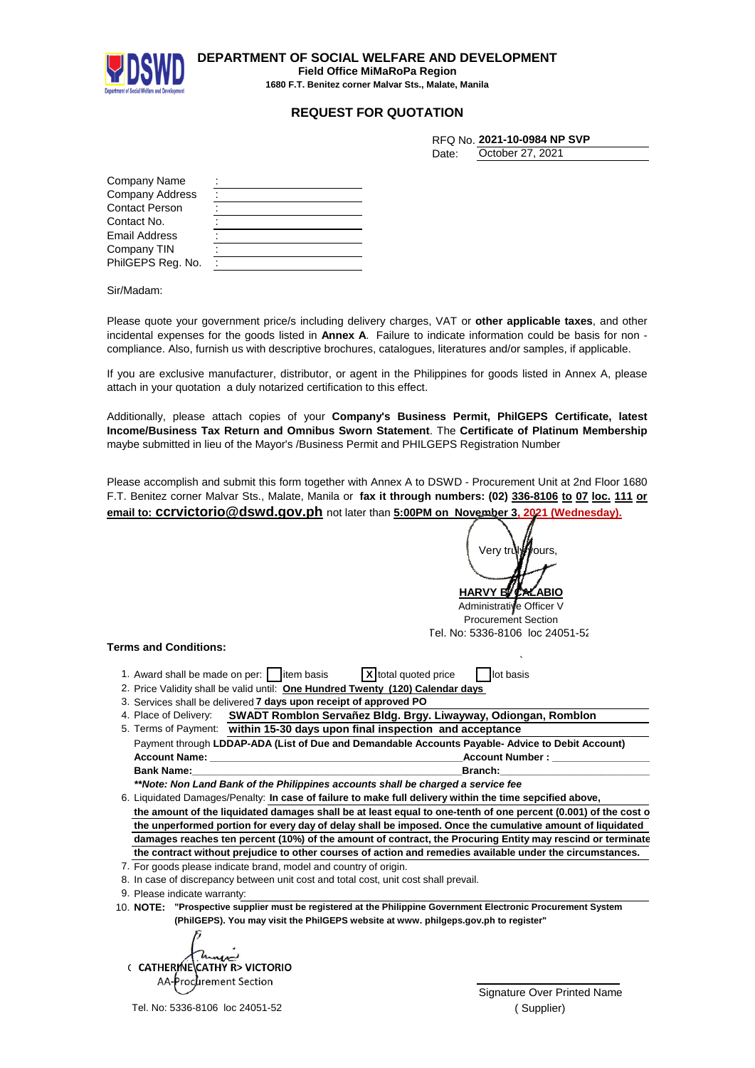**DEPARTMENT OF SOCIAL WELFARE AND DEVELOPMENT**
**Field Office MiMaRoPa Region**
**1680 F.T. Benitez corner Malvar Sts., Malate, Manila**

## REQUEST FOR QUOTATION

RFQ No. **2021-10-0984 NP SVP**
Date: October 27, 2021

| | |
|---|---|
| Company Name | : |
| Company Address | : |
| Contact Person | : |
| Contact No. | : |
| Email Address | : |
| Company TIN | : |
| PhilGEPS Reg. No. | : |

Sir/Madam:

Please quote your government price/s including delivery charges, VAT or **other applicable taxes**, and other incidental expenses for the goods listed in **Annex A**. Failure to indicate information could be basis for non - compliance. Also, furnish us with descriptive brochures, catalogues, literatures and/or samples, if applicable.

If you are exclusive manufacturer, distributor, or agent in the Philippines for goods listed in Annex A, please attach in your quotation a duly notarized certification to this effect.

Additionally, please attach copies of your **Company's Business Permit, PhilGEPS Certificate, latest Income/Business Tax Return and Omnibus Sworn Statement**. The **Certificate of Platinum Membership** maybe submitted in lieu of the Mayor's /Business Permit and PHILGEPS Registration Number

Please accomplish and submit this form together with Annex A to DSWD - Procurement Unit at 2nd Floor 1680 F.T. Benitez corner Malvar Sts., Malate, Manila or **fax it through numbers: (02) 336-8106 to 07 loc. 111 or email to: ccrvictorio@dswd.gov.ph** not later than **5:00PM on November 3, 2021 (Wednesday).**

Very truly yours,

**HARVY B. CALABIO**
Administrative Officer V
Procurement Section
Tel. No: 5336-8106 loc 24051-52

**Terms and Conditions:**

1. Award shall be made on per: [ ] item basis [X] total quoted price [ ] lot basis
2. Price Validity shall be valid until: **One Hundred Twenty (120) Calendar days**
3. Services shall be delivered **7 days upon receipt of approved PO**
4. Place of Delivery: **SWADT Romblon Servañez Bldg. Brgy. Liwayway, Odiongan, Romblon**
5. Terms of Payment: **within 15-30 days upon final inspection and acceptance**
   Payment through **LDDAP-ADA (List of Due and Demandable Accounts Payable- Advice to Debit Account)**
   **Account Name:** ______________________ **Account Number :** ______________
   **Bank Name:** ______________________ **Branch:** ______________
   ***\*\*Note: Non Land Bank of the Philippines accounts shall be charged a service fee***
6. Liquidated Damages/Penalty: **In case of failure to make full delivery within the time sepcified above, the amount of the liquidated damages shall be at least equal to one-tenth of one percent (0.001) of the cost o the unperformed portion for every day of delay shall be imposed. Once the cumulative amount of liquidated damages reaches ten percent (10%) of the amount of contract, the Procuring Entity may rescind or terminate the contract without prejudice to other courses of action and remedies available under the circumstances.**
7. For goods please indicate brand, model and country of origin.
8. In case of discrepancy between unit cost and total cost, unit cost shall prevail.
9. Please indicate warranty:
10. **NOTE: "Prospective supplier must be registered at the Philippine Government Electronic Procurement System (PhilGEPS). You may visit the PhilGEPS website at www. philgeps.gov.ph to register"**

**CATHERINE CATHY R. VICTORIO**
AA-Procurement Section
Tel. No: 5336-8106 loc 24051-52

Signature Over Printed Name
( Supplier)